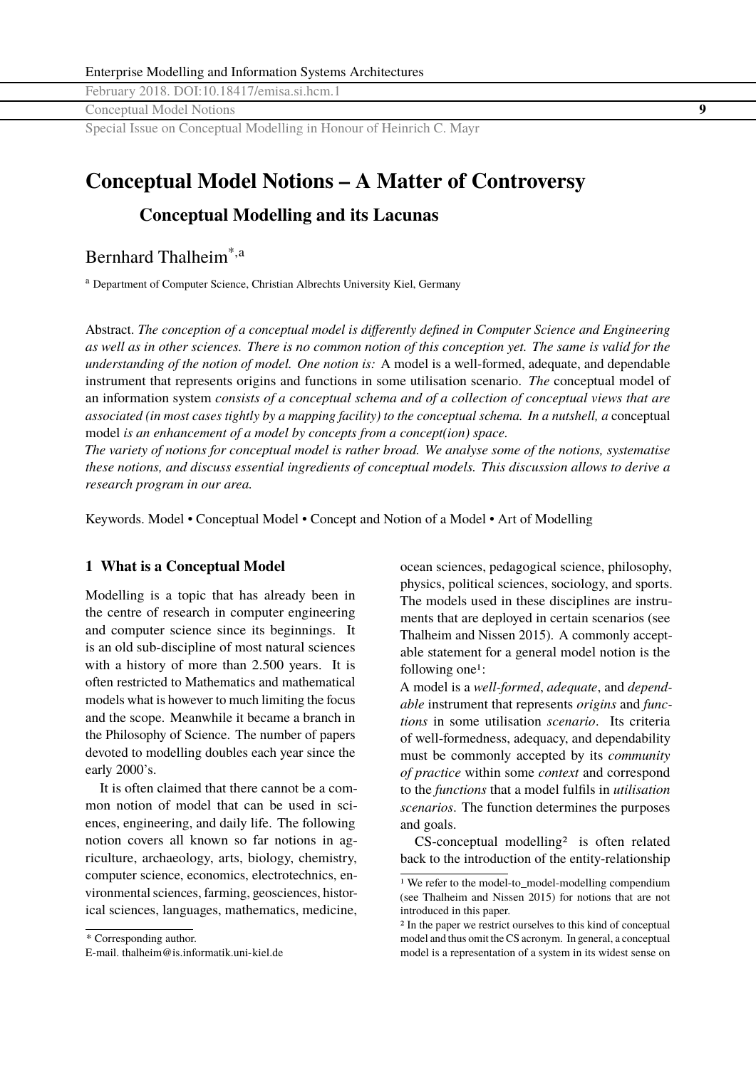# Conceptual Model Notions – A Matter of Controversy

## Conceptual Modelling and its Lacunas

Bernhard Thalheim[*,a]

[a] Department of Computer Science, Christian Albrechts University Kiel, Germany

Abstract. *The conception of a conceptual model is differently defined in Computer Science and Engineering as well as in other sciences. There is no common notion of this conception yet. The same is valid for the understanding of the notion of model. One notion is:* A model is a well-formed, adequate, and dependable instrument that represents origins and functions in some utilisation scenario. *The* conceptual model of an information system *consists of a conceptual schema and of a collection of conceptual views that are associated (in most cases tightly by a mapping facility) to the conceptual schema. In a nutshell, a* conceptual model *is an enhancement of a model by concepts from a concept(ion) space.*
*The variety of notions for conceptual model is rather broad. We analyse some of the notions, systematise these notions, and discuss essential ingredients of conceptual models. This discussion allows to derive a research program in our area.*

Keywords. Model • Conceptual Model • Concept and Notion of a Model • Art of Modelling

## 1 What is a Conceptual Model

Modelling is a topic that has already been in the centre of research in computer engineering and computer science since its beginnings. It is an old sub-discipline of most natural sciences with a history of more than 2.500 years. It is often restricted to Mathematics and mathematical models what is however to much limiting the focus and the scope. Meanwhile it became a branch in the Philosophy of Science. The number of papers devoted to modelling doubles each year since the early 2000's.

It is often claimed that there cannot be a common notion of model that can be used in sciences, engineering, and daily life. The following notion covers all known so far notions in agriculture, archaeology, arts, biology, chemistry, computer science, economics, electrotechnics, environmental sciences, farming, geosciences, historical sciences, languages, mathematics, medicine, ocean sciences, pedagogical science, philosophy, physics, political sciences, sociology, and sports. The models used in these disciplines are instruments that are deployed in certain scenarios (see Thalheim and Nissen 2015). A commonly acceptable statement for a general model notion is the following one[1]:

A model is a *well-formed*, *adequate*, and *dependable* instrument that represents *origins* and *functions* in some utilisation *scenario*. Its criteria of well-formedness, adequacy, and dependability must be commonly accepted by its *community of practice* within some *context* and correspond to the *functions* that a model fulfils in *utilisation scenarios*. The function determines the purposes and goals.

CS-conceptual modelling[2] is often related back to the introduction of the entity-relationship

[1] We refer to the model-to_model-modelling compendium (see Thalheim and Nissen 2015) for notions that are not introduced in this paper.

[2] In the paper we restrict ourselves to this kind of conceptual model and thus omit the CS acronym. In general, a conceptual model is a representation of a system in its widest sense on

[*] Corresponding author.
E-mail. thalheim@is.informatik.uni-kiel.de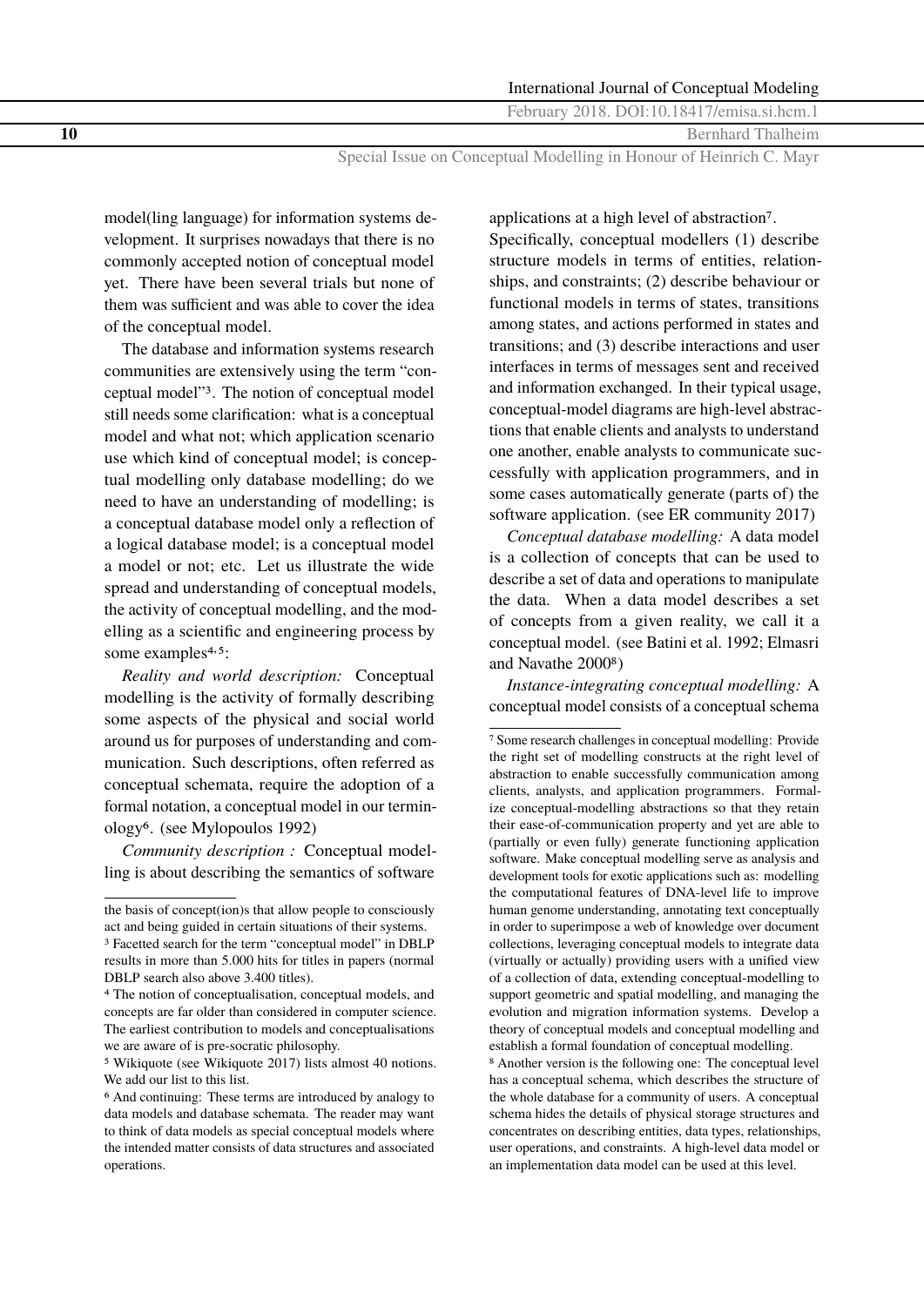model(ling language) for information systems development. It surprises nowadays that there is no commonly accepted notion of conceptual model yet. There have been several trials but none of them was sufficient and was able to cover the idea of the conceptual model.

The database and information systems research communities are extensively using the term "conceptual model"[3]. The notion of conceptual model still needs some clarification: what is a conceptual model and what not; which application scenario use which kind of conceptual model; is conceptual modelling only database modelling; do we need to have an understanding of modelling; is a conceptual database model only a reflection of a logical database model; is a conceptual model a model or not; etc. Let us illustrate the wide spread and understanding of conceptual models, the activity of conceptual modelling, and the modelling as a scientific and engineering process by some examples[4,5]:

*Reality and world description:* Conceptual modelling is the activity of formally describing some aspects of the physical and social world around us for purposes of understanding and communication. Such descriptions, often referred as conceptual schemata, require the adoption of a formal notation, a conceptual model in our terminology[6]. (see Mylopoulos 1992)

*Community description :* Conceptual modelling is about describing the semantics of software applications at a high level of abstraction[7]. Specifically, conceptual modellers (1) describe structure models in terms of entities, relationships, and constraints; (2) describe behaviour or functional models in terms of states, transitions among states, and actions performed in states and transitions; and (3) describe interactions and user interfaces in terms of messages sent and received and information exchanged. In their typical usage, conceptual-model diagrams are high-level abstractions that enable clients and analysts to understand one another, enable analysts to communicate successfully with application programmers, and in some cases automatically generate (parts of) the software application. (see ER community 2017)

*Conceptual database modelling:* A data model is a collection of concepts that can be used to describe a set of data and operations to manipulate the data. When a data model describes a set of concepts from a given reality, we call it a conceptual model. (see Batini et al. 1992; Elmasri and Navathe 2000[8])

*Instance-integrating conceptual modelling:* A conceptual model consists of a conceptual schema

---

the basis of concept(ion)s that allow people to consciously act and being guided in certain situations of their systems.

[3] Facetted search for the term "conceptual model" in DBLP results in more than 5.000 hits for titles in papers (normal DBLP search also above 3.400 titles).

[4] The notion of conceptualisation, conceptual models, and concepts are far older than considered in computer science. The earliest contribution to models and conceptualisations we are aware of is pre-socratic philosophy.

[5] Wikiquote (see Wikiquote 2017) lists almost 40 notions. We add our list to this list.

[6] And continuing: These terms are introduced by analogy to data models and database schemata. The reader may want to think of data models as special conceptual models where the intended matter consists of data structures and associated operations.

[7] Some research challenges in conceptual modelling: Provide the right set of modelling constructs at the right level of abstraction to enable successfully communication among clients, analysts, and application programmers. Formalize conceptual-modelling abstractions so that they retain their ease-of-communication property and yet are able to (partially or even fully) generate functioning application software. Make conceptual modelling serve as analysis and development tools for exotic applications such as: modelling the computational features of DNA-level life to improve human genome understanding, annotating text conceptually in order to superimpose a web of knowledge over document collections, leveraging conceptual models to integrate data (virtually or actually) providing users with a unified view of a collection of data, extending conceptual-modelling to support geometric and spatial modelling, and managing the evolution and migration information systems. Develop a theory of conceptual models and conceptual modelling and establish a formal foundation of conceptual modelling.

[8] Another version is the following one: The conceptual level has a conceptual schema, which describes the structure of the whole database for a community of users. A conceptual schema hides the details of physical storage structures and concentrates on describing entities, data types, relationships, user operations, and constraints. A high-level data model or an implementation data model can be used at this level.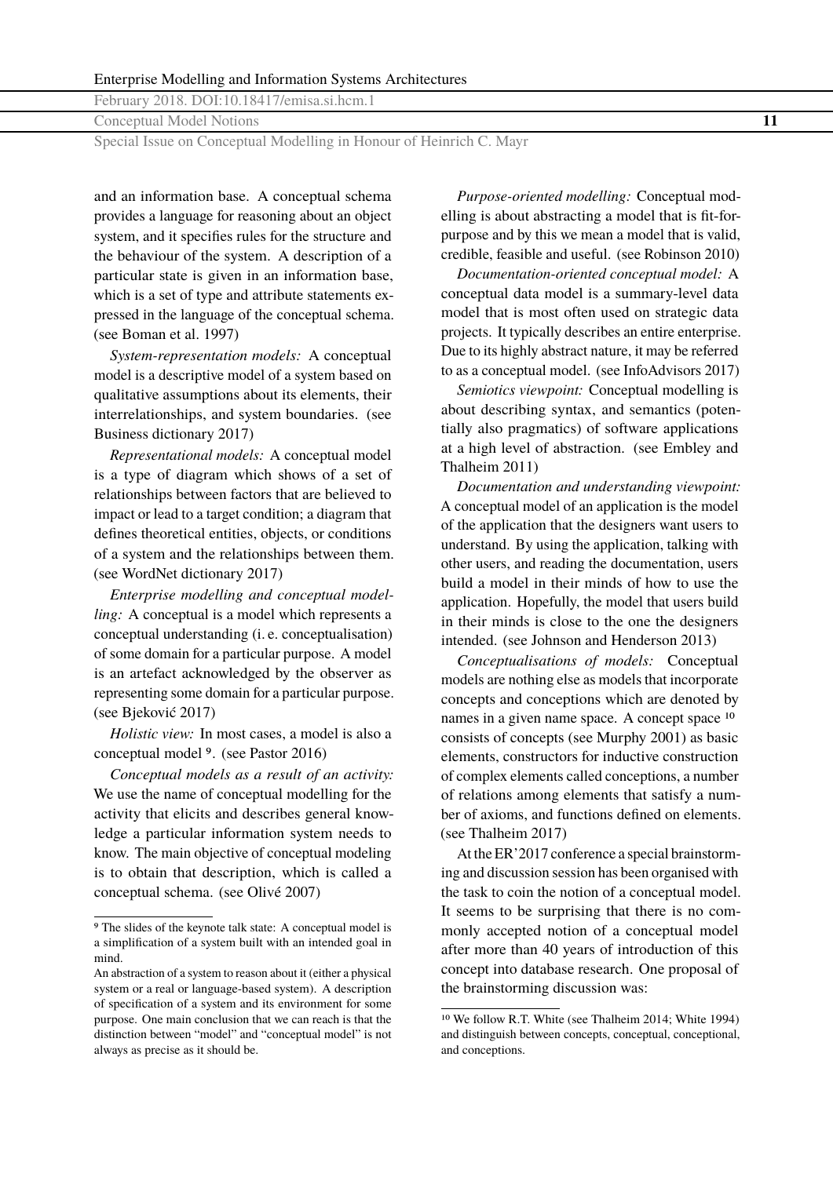and an information base. A conceptual schema provides a language for reasoning about an object system, and it specifies rules for the structure and the behaviour of the system. A description of a particular state is given in an information base, which is a set of type and attribute statements expressed in the language of the conceptual schema. (see Boman et al. 1997)

*System-representation models:* A conceptual model is a descriptive model of a system based on qualitative assumptions about its elements, their interrelationships, and system boundaries. (see Business dictionary 2017)

*Representational models:* A conceptual model is a type of diagram which shows of a set of relationships between factors that are believed to impact or lead to a target condition; a diagram that defines theoretical entities, objects, or conditions of a system and the relationships between them. (see WordNet dictionary 2017)

*Enterprise modelling and conceptual modelling:* A conceptual is a model which represents a conceptual understanding (i. e. conceptualisation) of some domain for a particular purpose. A model is an artefact acknowledged by the observer as representing some domain for a particular purpose. (see Bjeković 2017)

*Holistic view:* In most cases, a model is also a conceptual model [9]. (see Pastor 2016)

*Conceptual models as a result of an activity:* We use the name of conceptual modelling for the activity that elicits and describes general knowledge a particular information system needs to know. The main objective of conceptual modeling is to obtain that description, which is called a conceptual schema. (see Olivé 2007)

*Purpose-oriented modelling:* Conceptual modelling is about abstracting a model that is fit-for-purpose and by this we mean a model that is valid, credible, feasible and useful. (see Robinson 2010)

*Documentation-oriented conceptual model:* A conceptual data model is a summary-level data model that is most often used on strategic data projects. It typically describes an entire enterprise. Due to its highly abstract nature, it may be referred to as a conceptual model. (see InfoAdvisors 2017)

*Semiotics viewpoint:* Conceptual modelling is about describing syntax, and semantics (potentially also pragmatics) of software applications at a high level of abstraction. (see Embley and Thalheim 2011)

*Documentation and understanding viewpoint:* A conceptual model of an application is the model of the application that the designers want users to understand. By using the application, talking with other users, and reading the documentation, users build a model in their minds of how to use the application. Hopefully, the model that users build in their minds is close to the one the designers intended. (see Johnson and Henderson 2013)

*Conceptualisations of models:* Conceptual models are nothing else as models that incorporate concepts and conceptions which are denoted by names in a given name space. A concept space [10] consists of concepts (see Murphy 2001) as basic elements, constructors for inductive construction of complex elements called conceptions, a number of relations among elements that satisfy a number of axioms, and functions defined on elements. (see Thalheim 2017)

At the ER'2017 conference a special brainstorming and discussion session has been organised with the task to coin the notion of a conceptual model. It seems to be surprising that there is no commonly accepted notion of a conceptual model after more than 40 years of introduction of this concept into database research. One proposal of the brainstorming discussion was:

---

[9] The slides of the keynote talk state: A conceptual model is a simplification of a system built with an intended goal in mind.
An abstraction of a system to reason about it (either a physical system or a real or language-based system). A description of specification of a system and its environment for some purpose. One main conclusion that we can reach is that the distinction between "model" and "conceptual model" is not always as precise as it should be.

[10] We follow R.T. White (see Thalheim 2014; White 1994) and distinguish between concepts, conceptual, conceptional, and conceptions.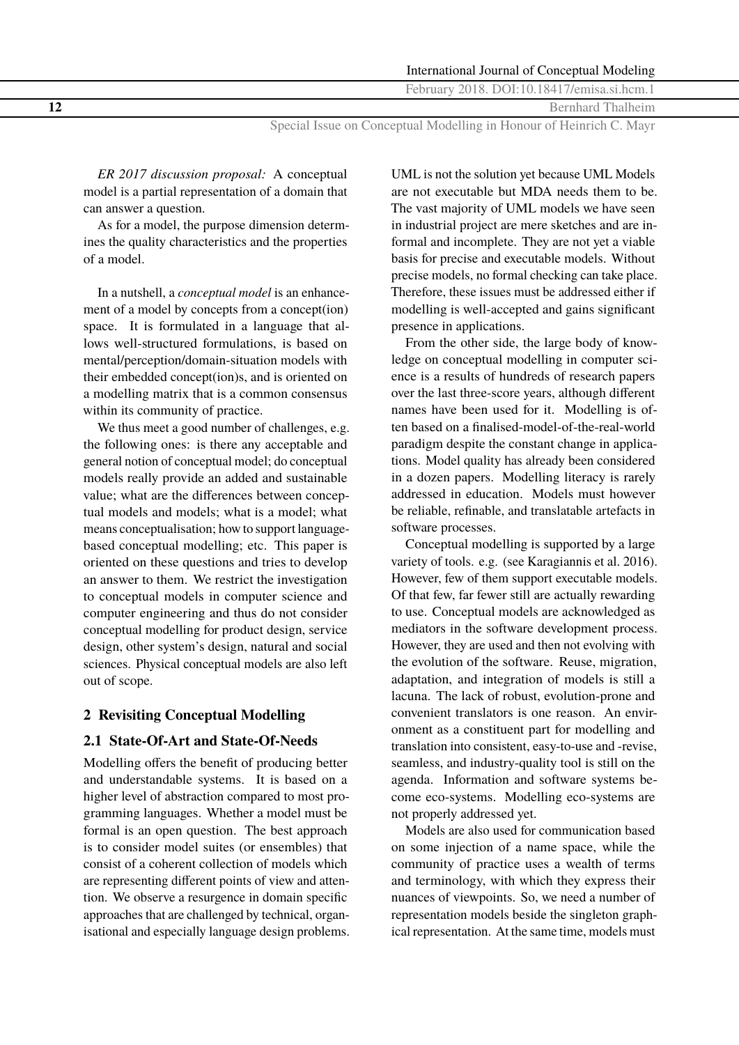*ER 2017 discussion proposal:* A conceptual model is a partial representation of a domain that can answer a question.

As for a model, the purpose dimension determines the quality characteristics and the properties of a model.

In a nutshell, a *conceptual model* is an enhancement of a model by concepts from a concept(ion) space. It is formulated in a language that allows well-structured formulations, is based on mental/perception/domain-situation models with their embedded concept(ion)s, and is oriented on a modelling matrix that is a common consensus within its community of practice.

We thus meet a good number of challenges, e.g. the following ones: is there any acceptable and general notion of conceptual model; do conceptual models really provide an added and sustainable value; what are the differences between conceptual models and models; what is a model; what means conceptualisation; how to support language-based conceptual modelling; etc. This paper is oriented on these questions and tries to develop an answer to them. We restrict the investigation to conceptual models in computer science and computer engineering and thus do not consider conceptual modelling for product design, service design, other system's design, natural and social sciences. Physical conceptual models are also left out of scope.

## 2 Revisiting Conceptual Modelling

### 2.1 State-Of-Art and State-Of-Needs

Modelling offers the benefit of producing better and understandable systems. It is based on a higher level of abstraction compared to most programming languages. Whether a model must be formal is an open question. The best approach is to consider model suites (or ensembles) that consist of a coherent collection of models which are representing different points of view and attention. We observe a resurgence in domain specific approaches that are challenged by technical, organisational and especially language design problems. UML is not the solution yet because UML Models are not executable but MDA needs them to be. The vast majority of UML models we have seen in industrial project are mere sketches and are informal and incomplete. They are not yet a viable basis for precise and executable models. Without precise models, no formal checking can take place. Therefore, these issues must be addressed either if modelling is well-accepted and gains significant presence in applications.

From the other side, the large body of knowledge on conceptual modelling in computer science is a results of hundreds of research papers over the last three-score years, although different names have been used for it. Modelling is often based on a finalised-model-of-the-real-world paradigm despite the constant change in applications. Model quality has already been considered in a dozen papers. Modelling literacy is rarely addressed in education. Models must however be reliable, refinable, and translatable artefacts in software processes.

Conceptual modelling is supported by a large variety of tools. e.g. (see Karagiannis et al. 2016). However, few of them support executable models. Of that few, far fewer still are actually rewarding to use. Conceptual models are acknowledged as mediators in the software development process. However, they are used and then not evolving with the evolution of the software. Reuse, migration, adaptation, and integration of models is still a lacuna. The lack of robust, evolution-prone and convenient translators is one reason. An environment as a constituent part for modelling and translation into consistent, easy-to-use and -revise, seamless, and industry-quality tool is still on the agenda. Information and software systems become eco-systems. Modelling eco-systems are not properly addressed yet.

Models are also used for communication based on some injection of a name space, while the community of practice uses a wealth of terms and terminology, with which they express their nuances of viewpoints. So, we need a number of representation models beside the singleton graphical representation. At the same time, models must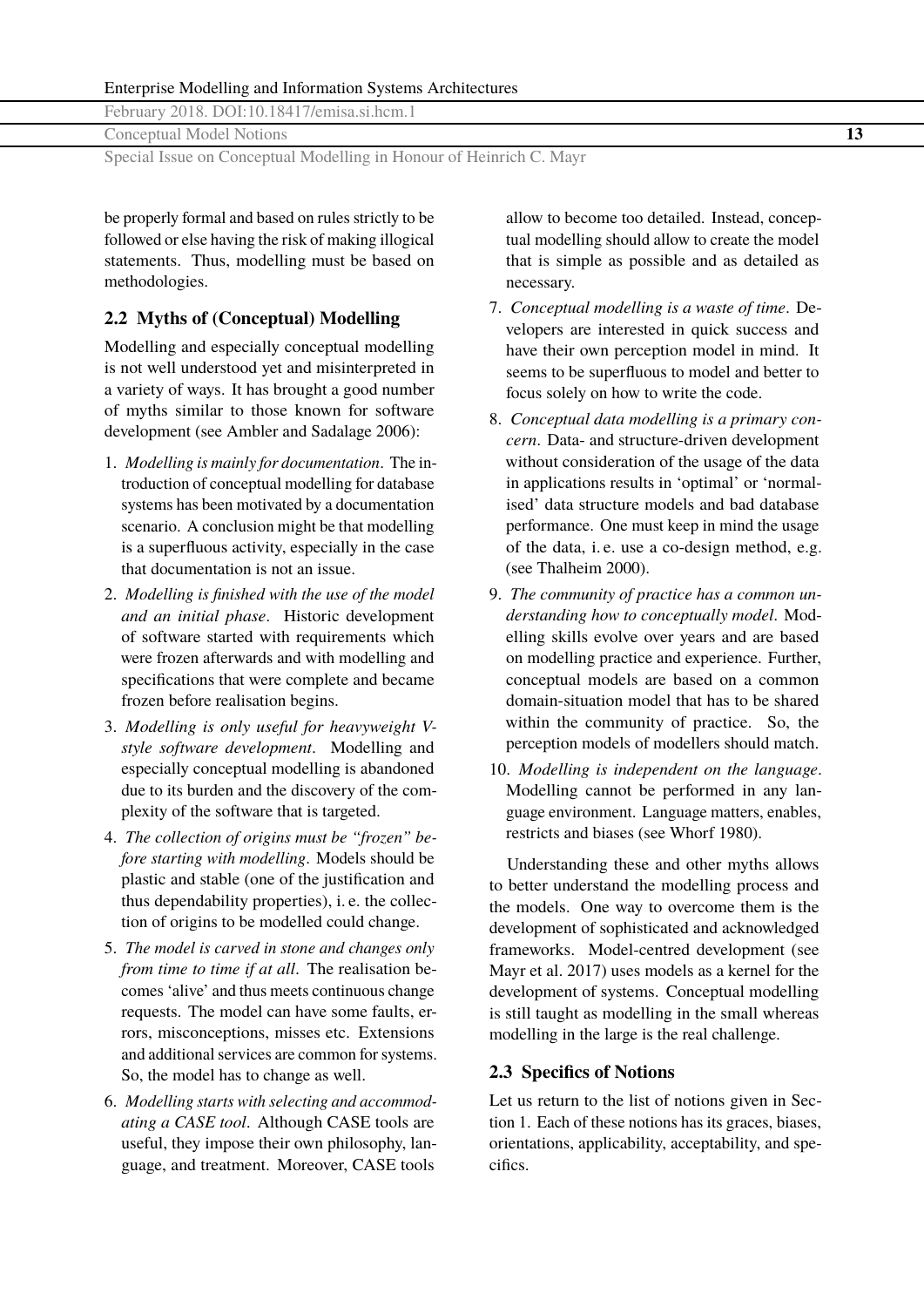be properly formal and based on rules strictly to be followed or else having the risk of making illogical statements. Thus, modelling must be based on methodologies.

## 2.2 Myths of (Conceptual) Modelling

Modelling and especially conceptual modelling is not well understood yet and misinterpreted in a variety of ways. It has brought a good number of myths similar to those known for software development (see Ambler and Sadalage 2006):

1. *Modelling is mainly for documentation*. The introduction of conceptual modelling for database systems has been motivated by a documentation scenario. A conclusion might be that modelling is a superfluous activity, especially in the case that documentation is not an issue.
2. *Modelling is finished with the use of the model and an initial phase*. Historic development of software started with requirements which were frozen afterwards and with modelling and specifications that were complete and became frozen before realisation begins.
3. *Modelling is only useful for heavyweight V-style software development*. Modelling and especially conceptual modelling is abandoned due to its burden and the discovery of the complexity of the software that is targeted.
4. *The collection of origins must be "frozen" before starting with modelling*. Models should be plastic and stable (one of the justification and thus dependability properties), i. e. the collection of origins to be modelled could change.
5. *The model is carved in stone and changes only from time to time if at all*. The realisation becomes 'alive' and thus meets continuous change requests. The model can have some faults, errors, misconceptions, misses etc. Extensions and additional services are common for systems. So, the model has to change as well.
6. *Modelling starts with selecting and accommodating a CASE tool*. Although CASE tools are useful, they impose their own philosophy, language, and treatment. Moreover, CASE tools allow to become too detailed. Instead, conceptual modelling should allow to create the model that is simple as possible and as detailed as necessary.
7. *Conceptual modelling is a waste of time*. Developers are interested in quick success and have their own perception model in mind. It seems to be superfluous to model and better to focus solely on how to write the code.
8. *Conceptual data modelling is a primary concern*. Data- and structure-driven development without consideration of the usage of the data in applications results in 'optimal' or 'normalised' data structure models and bad database performance. One must keep in mind the usage of the data, i. e. use a co-design method, e.g. (see Thalheim 2000).
9. *The community of practice has a common understanding how to conceptually model*. Modelling skills evolve over years and are based on modelling practice and experience. Further, conceptual models are based on a common domain-situation model that has to be shared within the community of practice. So, the perception models of modellers should match.
10. *Modelling is independent on the language*. Modelling cannot be performed in any language environment. Language matters, enables, restricts and biases (see Whorf 1980).

Understanding these and other myths allows to better understand the modelling process and the models. One way to overcome them is the development of sophisticated and acknowledged frameworks. Model-centred development (see Mayr et al. 2017) uses models as a kernel for the development of systems. Conceptual modelling is still taught as modelling in the small whereas modelling in the large is the real challenge.

## 2.3 Specifics of Notions

Let us return to the list of notions given in Section 1. Each of these notions has its graces, biases, orientations, applicability, acceptability, and specifics.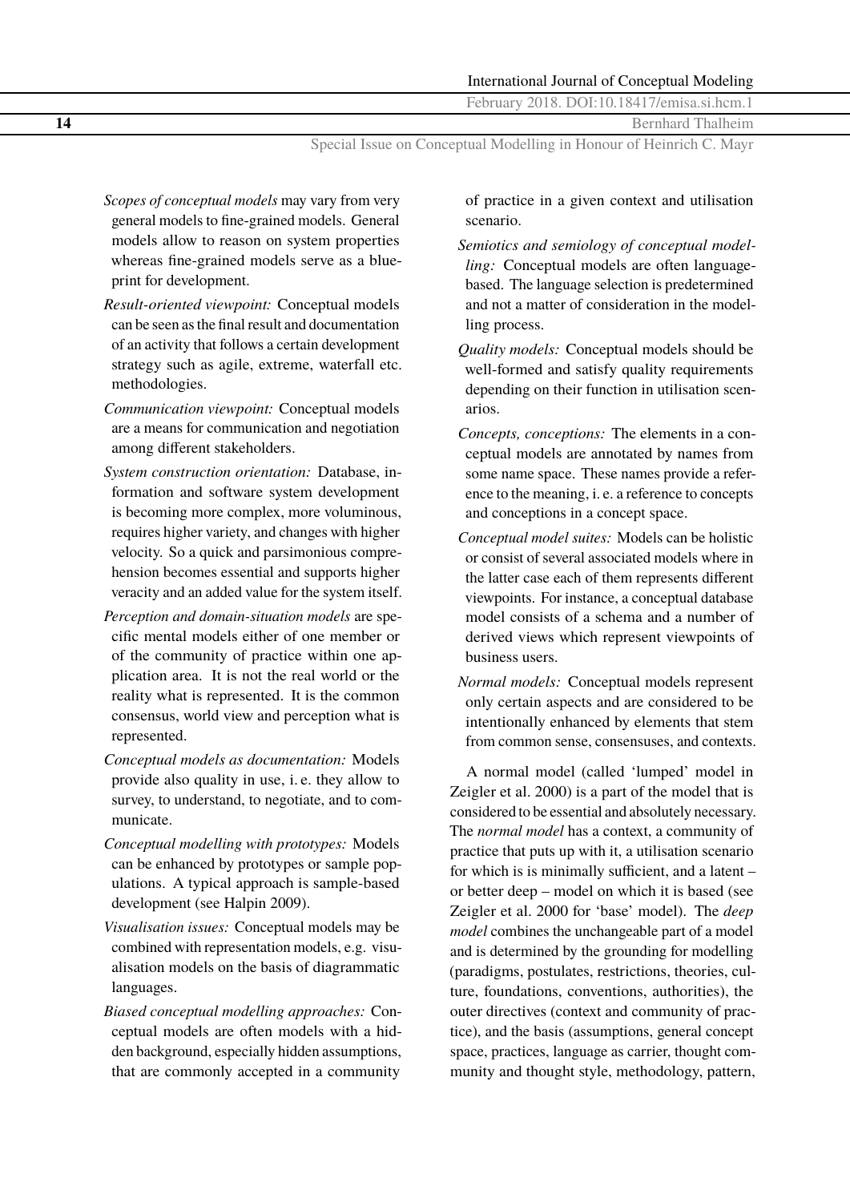*Scopes of conceptual models* may vary from very general models to fine-grained models. General models allow to reason on system properties whereas fine-grained models serve as a blueprint for development.

*Result-oriented viewpoint:* Conceptual models can be seen as the final result and documentation of an activity that follows a certain development strategy such as agile, extreme, waterfall etc. methodologies.

*Communication viewpoint:* Conceptual models are a means for communication and negotiation among different stakeholders.

*System construction orientation:* Database, information and software system development is becoming more complex, more voluminous, requires higher variety, and changes with higher velocity. So a quick and parsimonious comprehension becomes essential and supports higher veracity and an added value for the system itself.

*Perception and domain-situation models* are specific mental models either of one member or of the community of practice within one application area. It is not the real world or the reality what is represented. It is the common consensus, world view and perception what is represented.

*Conceptual models as documentation:* Models provide also quality in use, i. e. they allow to survey, to understand, to negotiate, and to communicate.

*Conceptual modelling with prototypes:* Models can be enhanced by prototypes or sample populations. A typical approach is sample-based development (see Halpin 2009).

*Visualisation issues:* Conceptual models may be combined with representation models, e.g. visualisation models on the basis of diagrammatic languages.

*Biased conceptual modelling approaches:* Conceptual models are often models with a hidden background, especially hidden assumptions, that are commonly accepted in a community of practice in a given context and utilisation scenario.

*Semiotics and semiology of conceptual modelling:* Conceptual models are often language-based. The language selection is predetermined and not a matter of consideration in the modelling process.

*Quality models:* Conceptual models should be well-formed and satisfy quality requirements depending on their function in utilisation scenarios.

*Concepts, conceptions:* The elements in a conceptual models are annotated by names from some name space. These names provide a reference to the meaning, i. e. a reference to concepts and conceptions in a concept space.

*Conceptual model suites:* Models can be holistic or consist of several associated models where in the latter case each of them represents different viewpoints. For instance, a conceptual database model consists of a schema and a number of derived views which represent viewpoints of business users.

*Normal models:* Conceptual models represent only certain aspects and are considered to be intentionally enhanced by elements that stem from common sense, consensuses, and contexts.

A normal model (called 'lumped' model in Zeigler et al. 2000) is a part of the model that is considered to be essential and absolutely necessary. The *normal model* has a context, a community of practice that puts up with it, a utilisation scenario for which is is minimally sufficient, and a latent – or better deep – model on which it is based (see Zeigler et al. 2000 for 'base' model). The *deep model* combines the unchangeable part of a model and is determined by the grounding for modelling (paradigms, postulates, restrictions, theories, culture, foundations, conventions, authorities), the outer directives (context and community of practice), and the basis (assumptions, general concept space, practices, language as carrier, thought community and thought style, methodology, pattern,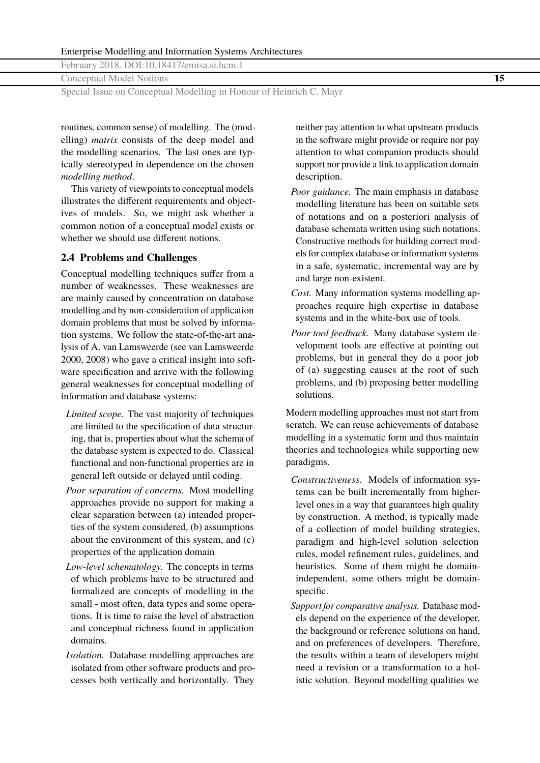routines, common sense) of modelling. The (modelling) *matrix* consists of the deep model and the modelling scenarios. The last ones are typically stereotyped in dependence on the chosen *modelling method*.

This variety of viewpoints to conceptual models illustrates the different requirements and objectives of models. So, we might ask whether a common notion of a conceptual model exists or whether we should use different notions.

### 2.4 Problems and Challenges

Conceptual modelling techniques suffer from a number of weaknesses. These weaknesses are are mainly caused by concentration on database modelling and by non-consideration of application domain problems that must be solved by information systems. We follow the state-of-the-art analysis of A. van Lamsweerde (see van Lamsweerde 2000, 2008) who gave a critical insight into software specification and arrive with the following general weaknesses for conceptual modelling of information and database systems:

*Limited scope.* The vast majority of techniques are limited to the specification of data structuring, that is, properties about what the schema of the database system is expected to do. Classical functional and non-functional properties are in general left outside or delayed until coding.

*Poor separation of concerns.* Most modelling approaches provide no support for making a clear separation between (a) intended properties of the system considered, (b) assumptions about the environment of this system, and (c) properties of the application domain

*Low-level schematology.* The concepts in terms of which problems have to be structured and formalized are concepts of modelling in the small - most often, data types and some operations. It is time to raise the level of abstraction and conceptual richness found in application domains.

*Isolation.* Database modelling approaches are isolated from other software products and processes both vertically and horizontally. They neither pay attention to what upstream products in the software might provide or require nor pay attention to what companion products should support nor provide a link to application domain description.

*Poor guidance.* The main emphasis in database modelling literature has been on suitable sets of notations and on a posteriori analysis of database schemata written using such notations. Constructive methods for building correct models for complex database or information systems in a safe, systematic, incremental way are by and large non-existent.

*Cost.* Many information systems modelling approaches require high expertise in database systems and in the white-box use of tools.

*Poor tool feedback.* Many database system development tools are effective at pointing out problems, but in general they do a poor job of (a) suggesting causes at the root of such problems, and (b) proposing better modelling solutions.

Modern modelling approaches must not start from scratch. We can reuse achievements of database modelling in a systematic form and thus maintain theories and technologies while supporting new paradigms.

*Constructiveness.* Models of information systems can be built incrementally from higher-level ones in a way that guarantees high quality by construction. A method, is typically made of a collection of model building strategies, paradigm and high-level solution selection rules, model refinement rules, guidelines, and heuristics. Some of them might be domain-independent, some others might be domain-specific.

*Support for comparative analysis.* Database models depend on the experience of the developer, the background or reference solutions on hand, and on preferences of developers. Therefore, the results within a team of developers might need a revision or a transformation to a holistic solution. Beyond modelling qualities we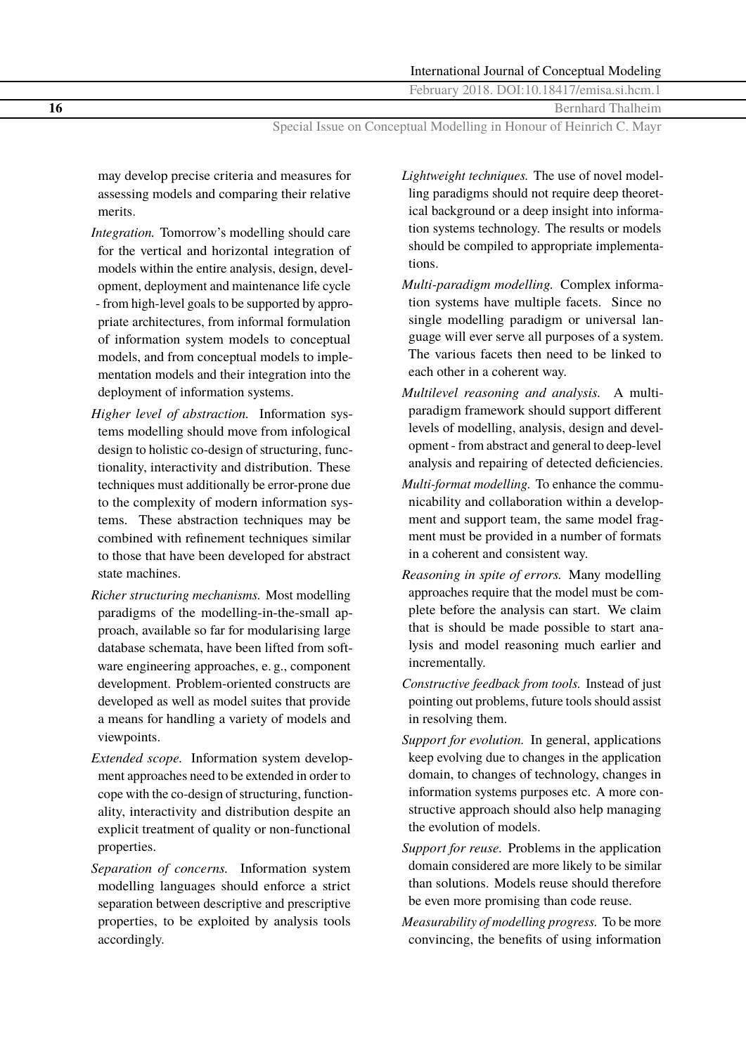may develop precise criteria and measures for assessing models and comparing their relative merits.

*Integration.* Tomorrow's modelling should care for the vertical and horizontal integration of models within the entire analysis, design, development, deployment and maintenance life cycle - from high-level goals to be supported by appropriate architectures, from informal formulation of information system models to conceptual models, and from conceptual models to implementation models and their integration into the deployment of information systems.

*Higher level of abstraction.* Information systems modelling should move from infological design to holistic co-design of structuring, functionality, interactivity and distribution. These techniques must additionally be error-prone due to the complexity of modern information systems. These abstraction techniques may be combined with refinement techniques similar to those that have been developed for abstract state machines.

*Richer structuring mechanisms.* Most modelling paradigms of the modelling-in-the-small approach, available so far for modularising large database schemata, have been lifted from software engineering approaches, e. g., component development. Problem-oriented constructs are developed as well as model suites that provide a means for handling a variety of models and viewpoints.

*Extended scope.* Information system development approaches need to be extended in order to cope with the co-design of structuring, functionality, interactivity and distribution despite an explicit treatment of quality or non-functional properties.

*Separation of concerns.* Information system modelling languages should enforce a strict separation between descriptive and prescriptive properties, to be exploited by analysis tools accordingly.

*Lightweight techniques.* The use of novel modelling paradigms should not require deep theoretical background or a deep insight into information systems technology. The results or models should be compiled to appropriate implementations.

*Multi-paradigm modelling.* Complex information systems have multiple facets. Since no single modelling paradigm or universal language will ever serve all purposes of a system. The various facets then need to be linked to each other in a coherent way.

*Multilevel reasoning and analysis.* A multi-paradigm framework should support different levels of modelling, analysis, design and development - from abstract and general to deep-level analysis and repairing of detected deficiencies.

*Multi-format modelling.* To enhance the communicability and collaboration within a development and support team, the same model fragment must be provided in a number of formats in a coherent and consistent way.

*Reasoning in spite of errors.* Many modelling approaches require that the model must be complete before the analysis can start. We claim that is should be made possible to start analysis and model reasoning much earlier and incrementally.

*Constructive feedback from tools.* Instead of just pointing out problems, future tools should assist in resolving them.

*Support for evolution.* In general, applications keep evolving due to changes in the application domain, to changes of technology, changes in information systems purposes etc. A more constructive approach should also help managing the evolution of models.

*Support for reuse.* Problems in the application domain considered are more likely to be similar than solutions. Models reuse should therefore be even more promising than code reuse.

*Measurability of modelling progress.* To be more convincing, the benefits of using information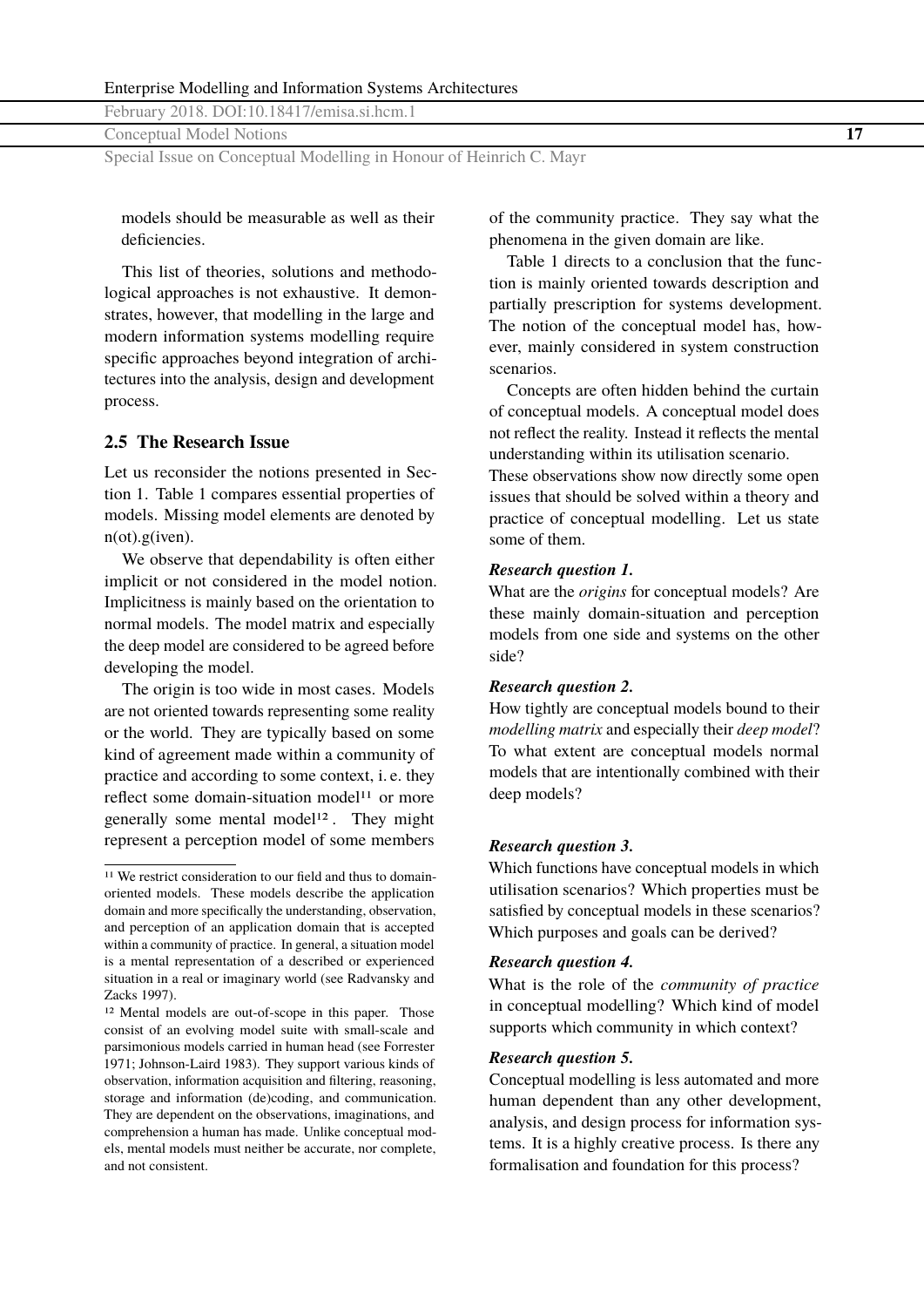models should be measurable as well as their deficiencies.

This list of theories, solutions and methodological approaches is not exhaustive. It demonstrates, however, that modelling in the large and modern information systems modelling require specific approaches beyond integration of architectures into the analysis, design and development process.

### 2.5 The Research Issue

Let us reconsider the notions presented in Section 1. Table 1 compares essential properties of models. Missing model elements are denoted by n(ot).g(iven).

We observe that dependability is often either implicit or not considered in the model notion. Implicitness is mainly based on the orientation to normal models. The model matrix and especially the deep model are considered to be agreed before developing the model.

The origin is too wide in most cases. Models are not oriented towards representing some reality or the world. They are typically based on some kind of agreement made within a community of practice and according to some context, i. e. they reflect some domain-situation model[11] or more generally some mental model[12]. They might represent a perception model of some members of the community practice. They say what the phenomena in the given domain are like.

Table 1 directs to a conclusion that the function is mainly oriented towards description and partially prescription for systems development. The notion of the conceptual model has, however, mainly considered in system construction scenarios.

Concepts are often hidden behind the curtain of conceptual models. A conceptual model does not reflect the reality. Instead it reflects the mental understanding within its utilisation scenario.

These observations show now directly some open issues that should be solved within a theory and practice of conceptual modelling. Let us state some of them.

***Research question 1.***
What are the *origins* for conceptual models? Are these mainly domain-situation and perception models from one side and systems on the other side?

***Research question 2.***
How tightly are conceptual models bound to their *modelling matrix* and especially their *deep model*? To what extent are conceptual models normal models that are intentionally combined with their deep models?

***Research question 3.***
Which functions have conceptual models in which utilisation scenarios? Which properties must be satisfied by conceptual models in these scenarios? Which purposes and goals can be derived?

***Research question 4.***
What is the role of the *community of practice* in conceptual modelling? Which kind of model supports which community in which context?

***Research question 5.***
Conceptual modelling is less automated and more human dependent than any other development, analysis, and design process for information systems. It is a highly creative process. Is there any formalisation and foundation for this process?

---

[11] We restrict consideration to our field and thus to domain-oriented models. These models describe the application domain and more specifically the understanding, observation, and perception of an application domain that is accepted within a community of practice. In general, a situation model is a mental representation of a described or experienced situation in a real or imaginary world (see Radvansky and Zacks 1997).

[12] Mental models are out-of-scope in this paper. Those consist of an evolving model suite with small-scale and parsimonious models carried in human head (see Forrester 1971; Johnson-Laird 1983). They support various kinds of observation, information acquisition and filtering, reasoning, storage and information (de)coding, and communication. They are dependent on the observations, imaginations, and comprehension a human has made. Unlike conceptual models, mental models must neither be accurate, nor complete, and not consistent.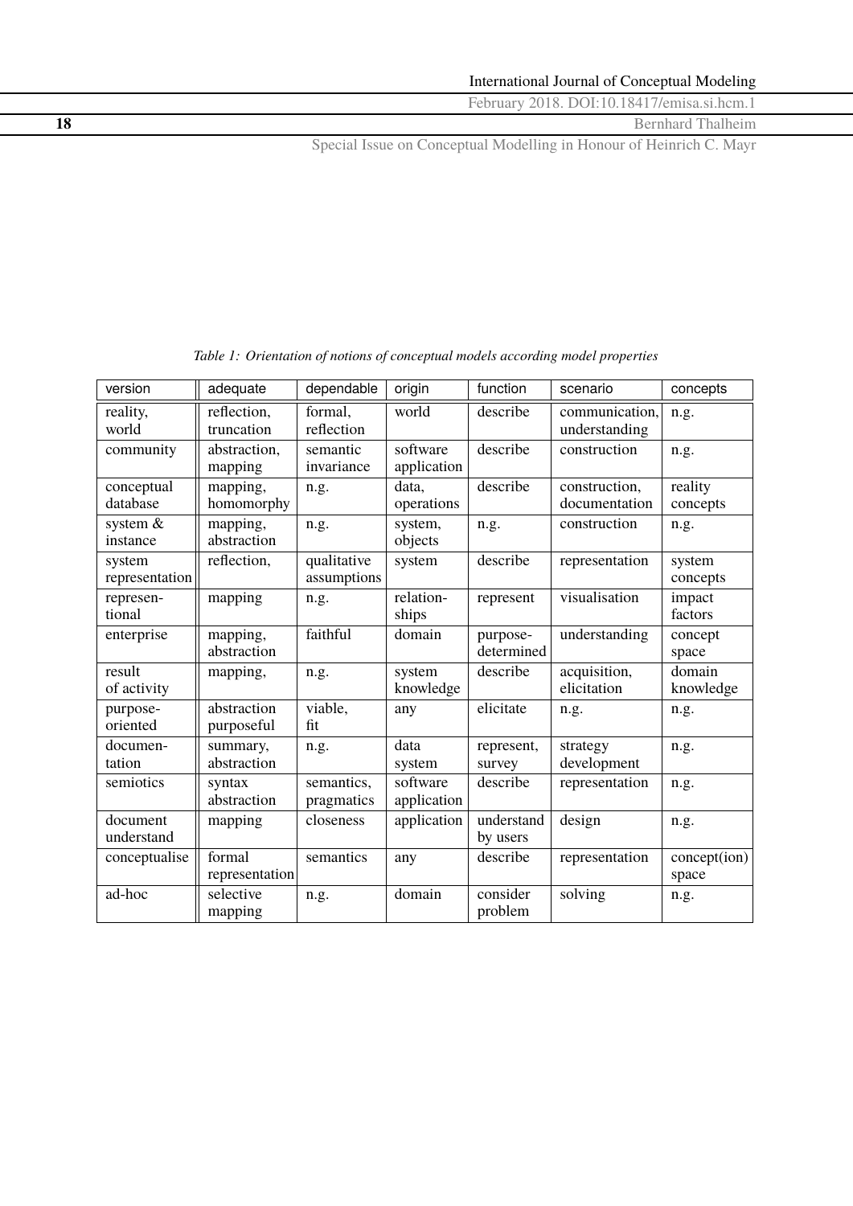*Table 1: Orientation of notions of conceptual models according model properties*

| version | adequate | dependable | origin | function | scenario | concepts |
|---|---|---|---|---|---|---|
| reality, world | reflection, truncation | formal, reflection | world | describe | communication, understanding | n.g. |
| community | abstraction, mapping | semantic invariance | software application | describe | construction | n.g. |
| conceptual database | mapping, homomorphy | n.g. | data, operations | describe | construction, documentation | reality concepts |
| system & instance | mapping, abstraction | n.g. | system, objects | n.g. | construction | n.g. |
| system representation | reflection, | qualitative assumptions | system | describe | representation | system concepts |
| represen-tional | mapping | n.g. | relation-ships | represent | visualisation | impact factors |
| enterprise | mapping, abstraction | faithful | domain | purpose-determined | understanding | concept space |
| result of activity | mapping, | n.g. | system knowledge | describe | acquisition, elicitation | domain knowledge |
| purpose-oriented | abstraction purposeful | viable, fit | any | elicitate | n.g. | n.g. |
| documen-tation | summary, abstraction | n.g. | data system | represent, survey | strategy development | n.g. |
| semiotics | syntax abstraction | semantics, pragmatics | software application | describe | representation | n.g. |
| document understand | mapping | closeness | application | understand by users | design | n.g. |
| conceptualise | formal representation | semantics | any | describe | representation | concept(ion) space |
| ad-hoc | selective mapping | n.g. | domain | consider problem | solving | n.g. |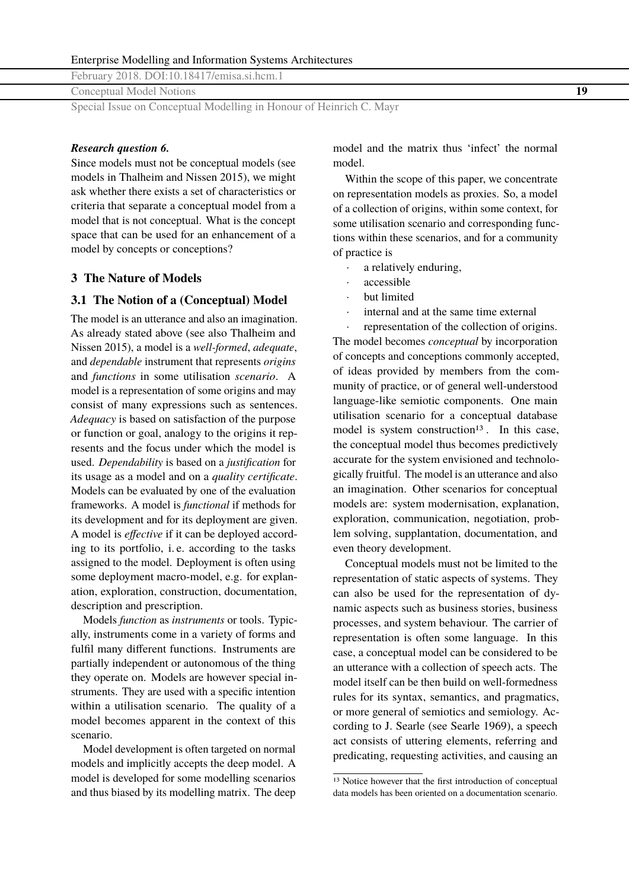***Research question 6.***
Since models must not be conceptual models (see models in Thalheim and Nissen 2015), we might ask whether there exists a set of characteristics or criteria that separate a conceptual model from a model that is not conceptual. What is the concept space that can be used for an enhancement of a model by concepts or conceptions?

## 3 The Nature of Models

### 3.1 The Notion of a (Conceptual) Model

The model is an utterance and also an imagination. As already stated above (see also Thalheim and Nissen 2015), a model is a *well-formed*, *adequate*, and *dependable* instrument that represents *origins* and *functions* in some utilisation *scenario*. A model is a representation of some origins and may consist of many expressions such as sentences. *Adequacy* is based on satisfaction of the purpose or function or goal, analogy to the origins it represents and the focus under which the model is used. *Dependability* is based on a *justification* for its usage as a model and on a *quality certificate*. Models can be evaluated by one of the evaluation frameworks. A model is *functional* if methods for its development and for its deployment are given. A model is *effective* if it can be deployed according to its portfolio, i. e. according to the tasks assigned to the model. Deployment is often using some deployment macro-model, e.g. for explanation, exploration, construction, documentation, description and prescription.

Models *function* as *instruments* or tools. Typically, instruments come in a variety of forms and fulfil many different functions. Instruments are partially independent or autonomous of the thing they operate on. Models are however special instruments. They are used with a specific intention within a utilisation scenario. The quality of a model becomes apparent in the context of this scenario.

Model development is often targeted on normal models and implicitly accepts the deep model. A model is developed for some modelling scenarios and thus biased by its modelling matrix. The deep model and the matrix thus 'infect' the normal model.

Within the scope of this paper, we concentrate on representation models as proxies. So, a model of a collection of origins, within some context, for some utilisation scenario and corresponding functions within these scenarios, and for a community of practice is

- a relatively enduring,
- accessible
- but limited
- internal and at the same time external
- representation of the collection of origins.

The model becomes *conceptual* by incorporation of concepts and conceptions commonly accepted, of ideas provided by members from the community of practice, or of general well-understood language-like semiotic components. One main utilisation scenario for a conceptual database model is system construction[13]. In this case, the conceptual model thus becomes predictively accurate for the system envisioned and technologically fruitful. The model is an utterance and also an imagination. Other scenarios for conceptual models are: system modernisation, explanation, exploration, communication, negotiation, problem solving, supplantation, documentation, and even theory development.

Conceptual models must not be limited to the representation of static aspects of systems. They can also be used for the representation of dynamic aspects such as business stories, business processes, and system behaviour. The carrier of representation is often some language. In this case, a conceptual model can be considered to be an utterance with a collection of speech acts. The model itself can be then build on well-formedness rules for its syntax, semantics, and pragmatics, or more general of semiotics and semiology. According to J. Searle (see Searle 1969), a speech act consists of uttering elements, referring and predicating, requesting activities, and causing an

[13] Notice however that the first introduction of conceptual data models has been oriented on a documentation scenario.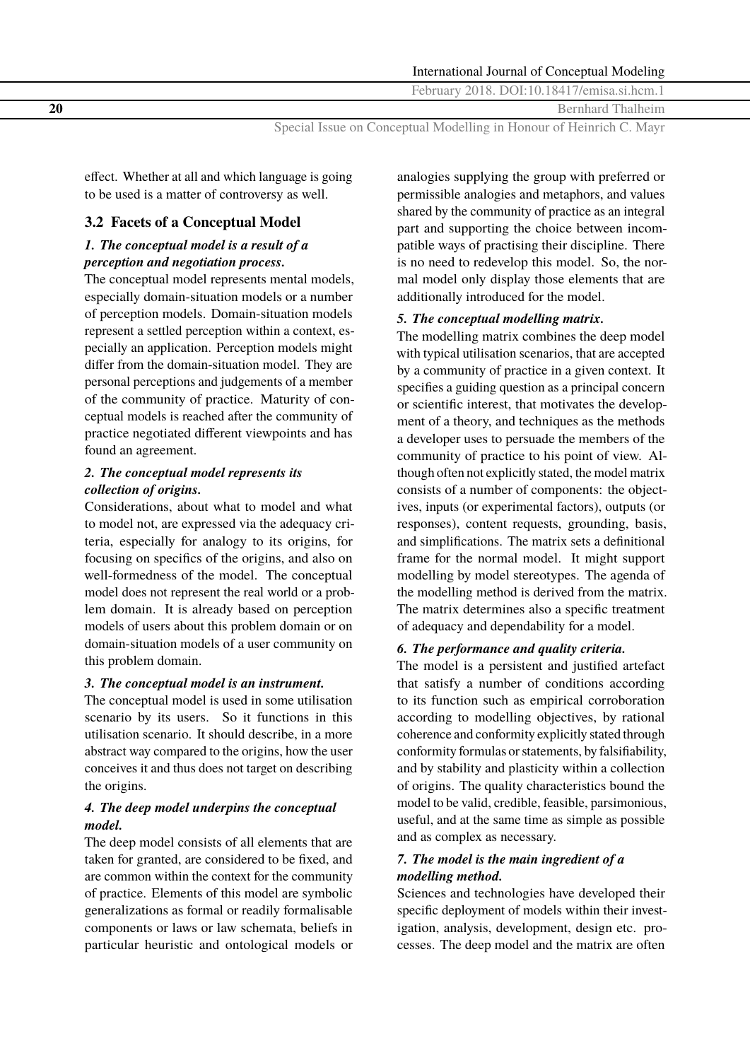effect. Whether at all and which language is going to be used is a matter of controversy as well.

### 3.2 Facets of a Conceptual Model

***1. The conceptual model is a result of a perception and negotiation process.***
The conceptual model represents mental models, especially domain-situation models or a number of perception models. Domain-situation models represent a settled perception within a context, especially an application. Perception models might differ from the domain-situation model. They are personal perceptions and judgements of a member of the community of practice. Maturity of conceptual models is reached after the community of practice negotiated different viewpoints and has found an agreement.

***2. The conceptual model represents its collection of origins.***
Considerations, about what to model and what to model not, are expressed via the adequacy criteria, especially for analogy to its origins, for focusing on specifics of the origins, and also on well-formedness of the model. The conceptual model does not represent the real world or a problem domain. It is already based on perception models of users about this problem domain or on domain-situation models of a user community on this problem domain.

***3. The conceptual model is an instrument.***
The conceptual model is used in some utilisation scenario by its users. So it functions in this utilisation scenario. It should describe, in a more abstract way compared to the origins, how the user conceives it and thus does not target on describing the origins.

***4. The deep model underpins the conceptual model.***
The deep model consists of all elements that are taken for granted, are considered to be fixed, and are common within the context for the community of practice. Elements of this model are symbolic generalizations as formal or readily formalisable components or laws or law schemata, beliefs in particular heuristic and ontological models or analogies supplying the group with preferred or permissible analogies and metaphors, and values shared by the community of practice as an integral part and supporting the choice between incompatible ways of practising their discipline. There is no need to redevelop this model. So, the normal model only display those elements that are additionally introduced for the model.

***5. The conceptual modelling matrix.***
The modelling matrix combines the deep model with typical utilisation scenarios, that are accepted by a community of practice in a given context. It specifies a guiding question as a principal concern or scientific interest, that motivates the development of a theory, and techniques as the methods a developer uses to persuade the members of the community of practice to his point of view. Although often not explicitly stated, the model matrix consists of a number of components: the objectives, inputs (or experimental factors), outputs (or responses), content requests, grounding, basis, and simplifications. The matrix sets a definitional frame for the normal model. It might support modelling by model stereotypes. The agenda of the modelling method is derived from the matrix. The matrix determines also a specific treatment of adequacy and dependability for a model.

***6. The performance and quality criteria.***
The model is a persistent and justified artefact that satisfy a number of conditions according to its function such as empirical corroboration according to modelling objectives, by rational coherence and conformity explicitly stated through conformity formulas or statements, by falsifiability, and by stability and plasticity within a collection of origins. The quality characteristics bound the model to be valid, credible, feasible, parsimonious, useful, and at the same time as simple as possible and as complex as necessary.

***7. The model is the main ingredient of a modelling method.***
Sciences and technologies have developed their specific deployment of models within their investigation, analysis, development, design etc. processes. The deep model and the matrix are often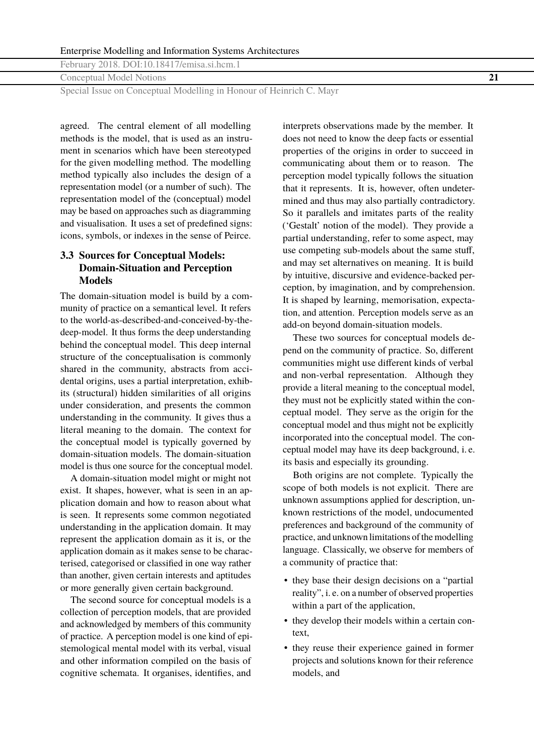agreed. The central element of all modelling methods is the model, that is used as an instrument in scenarios which have been stereotyped for the given modelling method. The modelling method typically also includes the design of a representation model (or a number of such). The representation model of the (conceptual) model may be based on approaches such as diagramming and visualisation. It uses a set of predefined signs: icons, symbols, or indexes in the sense of Peirce.

### 3.3 Sources for Conceptual Models: Domain-Situation and Perception Models

The domain-situation model is build by a community of practice on a semantical level. It refers to the world-as-described-and-conceived-by-the-deep-model. It thus forms the deep understanding behind the conceptual model. This deep internal structure of the conceptualisation is commonly shared in the community, abstracts from accidental origins, uses a partial interpretation, exhibits (structural) hidden similarities of all origins under consideration, and presents the common understanding in the community. It gives thus a literal meaning to the domain. The context for the conceptual model is typically governed by domain-situation models. The domain-situation model is thus one source for the conceptual model.

A domain-situation model might or might not exist. It shapes, however, what is seen in an application domain and how to reason about what is seen. It represents some common negotiated understanding in the application domain. It may represent the application domain as it is, or the application domain as it makes sense to be characterised, categorised or classified in one way rather than another, given certain interests and aptitudes or more generally given certain background.

The second source for conceptual models is a collection of perception models, that are provided and acknowledged by members of this community of practice. A perception model is one kind of epistemological mental model with its verbal, visual and other information compiled on the basis of cognitive schemata. It organises, identifies, and interprets observations made by the member. It does not need to know the deep facts or essential properties of the origins in order to succeed in communicating about them or to reason. The perception model typically follows the situation that it represents. It is, however, often undetermined and thus may also partially contradictory. So it parallels and imitates parts of the reality ('Gestalt' notion of the model). They provide a partial understanding, refer to some aspect, may use competing sub-models about the same stuff, and may set alternatives on meaning. It is build by intuitive, discursive and evidence-backed perception, by imagination, and by comprehension. It is shaped by learning, memorisation, expectation, and attention. Perception models serve as an add-on beyond domain-situation models.

These two sources for conceptual models depend on the community of practice. So, different communities might use different kinds of verbal and non-verbal representation. Although they provide a literal meaning to the conceptual model, they must not be explicitly stated within the conceptual model. They serve as the origin for the conceptual model and thus might not be explicitly incorporated into the conceptual model. The conceptual model may have its deep background, i. e. its basis and especially its grounding.

Both origins are not complete. Typically the scope of both models is not explicit. There are unknown assumptions applied for description, unknown restrictions of the model, undocumented preferences and background of the community of practice, and unknown limitations of the modelling language. Classically, we observe for members of a community of practice that:

- they base their design decisions on a "partial reality", i. e. on a number of observed properties within a part of the application,
- they develop their models within a certain context,
- they reuse their experience gained in former projects and solutions known for their reference models, and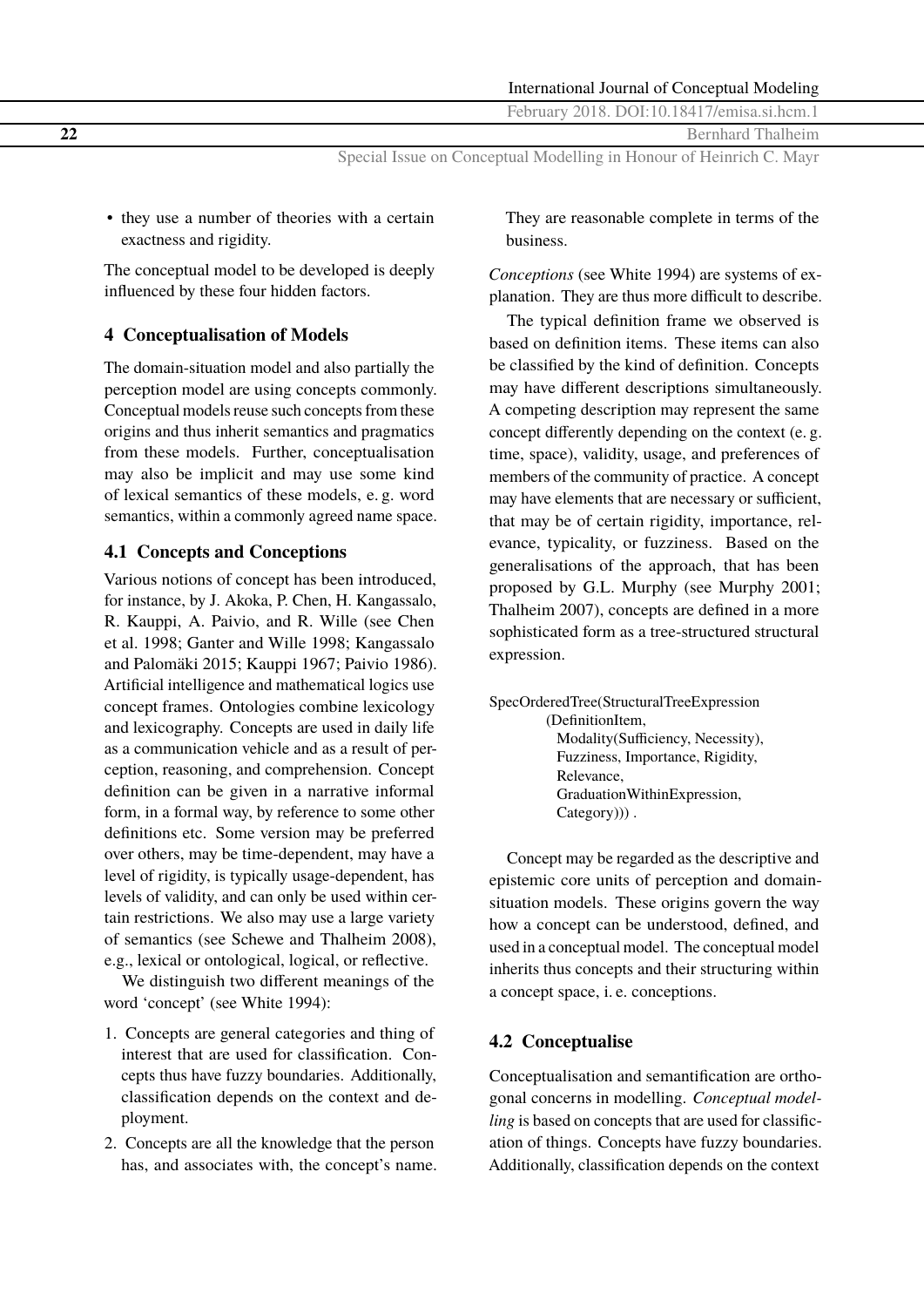- they use a number of theories with a certain exactness and rigidity.

The conceptual model to be developed is deeply influenced by these four hidden factors.

## 4 Conceptualisation of Models

The domain-situation model and also partially the perception model are using concepts commonly. Conceptual models reuse such concepts from these origins and thus inherit semantics and pragmatics from these models. Further, conceptualisation may also be implicit and may use some kind of lexical semantics of these models, e. g. word semantics, within a commonly agreed name space.

### 4.1 Concepts and Conceptions

Various notions of concept has been introduced, for instance, by J. Akoka, P. Chen, H. Kangassalo, R. Kauppi, A. Paivio, and R. Wille (see Chen et al. 1998; Ganter and Wille 1998; Kangassalo and Palomäki 2015; Kauppi 1967; Paivio 1986). Artificial intelligence and mathematical logics use concept frames. Ontologies combine lexicology and lexicography. Concepts are used in daily life as a communication vehicle and as a result of perception, reasoning, and comprehension. Concept definition can be given in a narrative informal form, in a formal way, by reference to some other definitions etc. Some version may be preferred over others, may be time-dependent, may have a level of rigidity, is typically usage-dependent, has levels of validity, and can only be used within certain restrictions. We also may use a large variety of semantics (see Schewe and Thalheim 2008), e.g., lexical or ontological, logical, or reflective.

We distinguish two different meanings of the word 'concept' (see White 1994):

1. Concepts are general categories and thing of interest that are used for classification. Concepts thus have fuzzy boundaries. Additionally, classification depends on the context and deployment.
2. Concepts are all the knowledge that the person has, and associates with, the concept's name. They are reasonable complete in terms of the business.

*Conceptions* (see White 1994) are systems of explanation. They are thus more difficult to describe.

The typical definition frame we observed is based on definition items. These items can also be classified by the kind of definition. Concepts may have different descriptions simultaneously. A competing description may represent the same concept differently depending on the context (e. g. time, space), validity, usage, and preferences of members of the community of practice. A concept may have elements that are necessary or sufficient, that may be of certain rigidity, importance, relevance, typicality, or fuzziness. Based on the generalisations of the approach, that has been proposed by G.L. Murphy (see Murphy 2001; Thalheim 2007), concepts are defined in a more sophisticated form as a tree-structured structural expression.

```
SpecOrderedTree(StructuralTreeExpression
        (DefinitionItem,
          Modality(Sufficiency, Necessity),
          Fuzziness, Importance, Rigidity,
          Relevance,
          GraduationWithinExpression,
          Category))) .
```

Concept may be regarded as the descriptive and epistemic core units of perception and domain-situation models. These origins govern the way how a concept can be understood, defined, and used in a conceptual model. The conceptual model inherits thus concepts and their structuring within a concept space, i. e. conceptions.

### 4.2 Conceptualise

Conceptualisation and semantification are orthogonal concerns in modelling. *Conceptual modelling* is based on concepts that are used for classification of things. Concepts have fuzzy boundaries. Additionally, classification depends on the context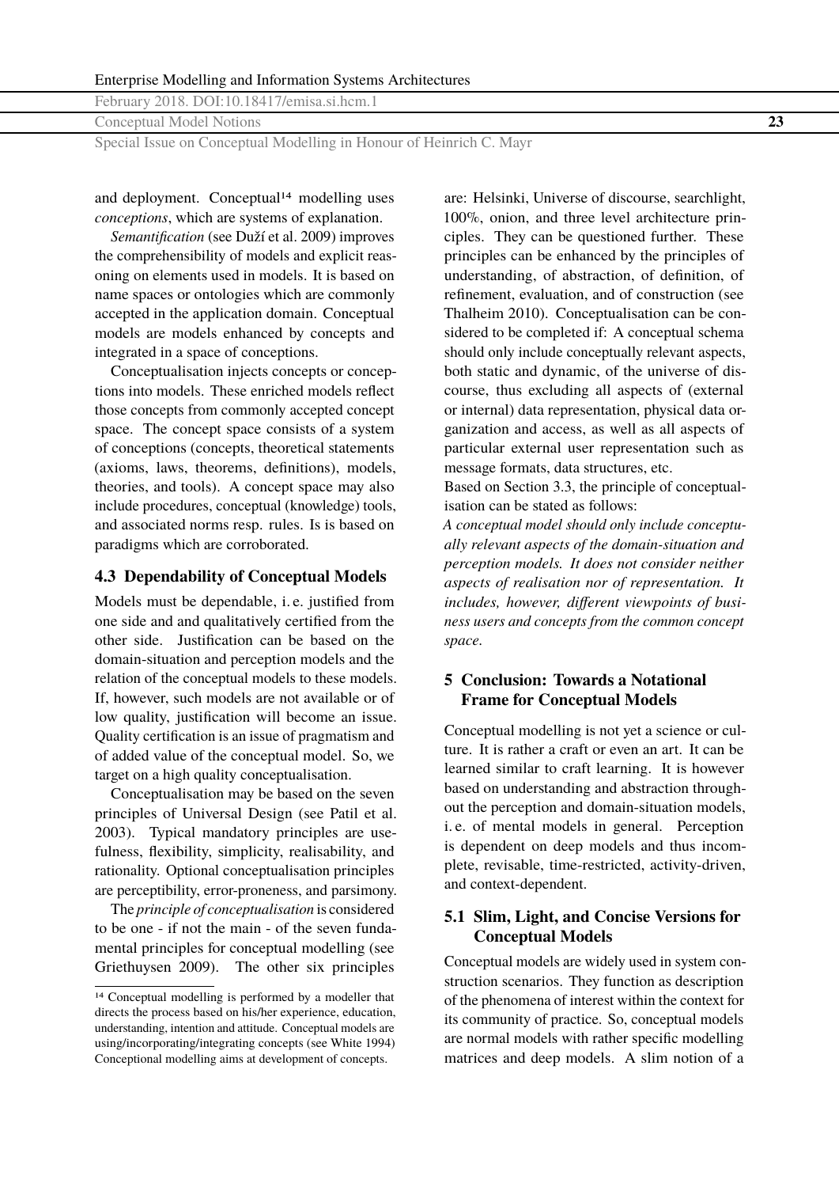and deployment. Conceptual[14] modelling uses *conceptions*, which are systems of explanation.

*Semantification* (see Duží et al. 2009) improves the comprehensibility of models and explicit reasoning on elements used in models. It is based on name spaces or ontologies which are commonly accepted in the application domain. Conceptual models are models enhanced by concepts and integrated in a space of conceptions.

Conceptualisation injects concepts or conceptions into models. These enriched models reflect those concepts from commonly accepted concept space. The concept space consists of a system of conceptions (concepts, theoretical statements (axioms, laws, theorems, definitions), models, theories, and tools). A concept space may also include procedures, conceptual (knowledge) tools, and associated norms resp. rules. Is is based on paradigms which are corroborated.

### 4.3 Dependability of Conceptual Models

Models must be dependable, i. e. justified from one side and and qualitatively certified from the other side. Justification can be based on the domain-situation and perception models and the relation of the conceptual models to these models. If, however, such models are not available or of low quality, justification will become an issue. Quality certification is an issue of pragmatism and of added value of the conceptual model. So, we target on a high quality conceptualisation.

Conceptualisation may be based on the seven principles of Universal Design (see Patil et al. 2003). Typical mandatory principles are usefulness, flexibility, simplicity, realisability, and rationality. Optional conceptualisation principles are perceptibility, error-proneness, and parsimony.

The *principle of conceptualisation* is considered to be one - if not the main - of the seven fundamental principles for conceptual modelling (see Griethuysen 2009). The other six principles are: Helsinki, Universe of discourse, searchlight, 100%, onion, and three level architecture principles. They can be questioned further. These principles can be enhanced by the principles of understanding, of abstraction, of definition, of refinement, evaluation, and of construction (see Thalheim 2010). Conceptualisation can be considered to be completed if: A conceptual schema should only include conceptually relevant aspects, both static and dynamic, of the universe of discourse, thus excluding all aspects of (external or internal) data representation, physical data organization and access, as well as all aspects of particular external user representation such as message formats, data structures, etc.

Based on Section 3.3, the principle of conceptualisation can be stated as follows:

*A conceptual model should only include conceptually relevant aspects of the domain-situation and perception models. It does not consider neither aspects of realisation nor of representation. It includes, however, different viewpoints of business users and concepts from the common concept space.*

## 5 Conclusion: Towards a Notational Frame for Conceptual Models

Conceptual modelling is not yet a science or culture. It is rather a craft or even an art. It can be learned similar to craft learning. It is however based on understanding and abstraction throughout the perception and domain-situation models, i. e. of mental models in general. Perception is dependent on deep models and thus incomplete, revisable, time-restricted, activity-driven, and context-dependent.

### 5.1 Slim, Light, and Concise Versions for Conceptual Models

Conceptual models are widely used in system construction scenarios. They function as description of the phenomena of interest within the context for its community of practice. So, conceptual models are normal models with rather specific modelling matrices and deep models. A slim notion of a

[14] Conceptual modelling is performed by a modeller that directs the process based on his/her experience, education, understanding, intention and attitude. Conceptual models are using/incorporating/integrating concepts (see White 1994) Conceptional modelling aims at development of concepts.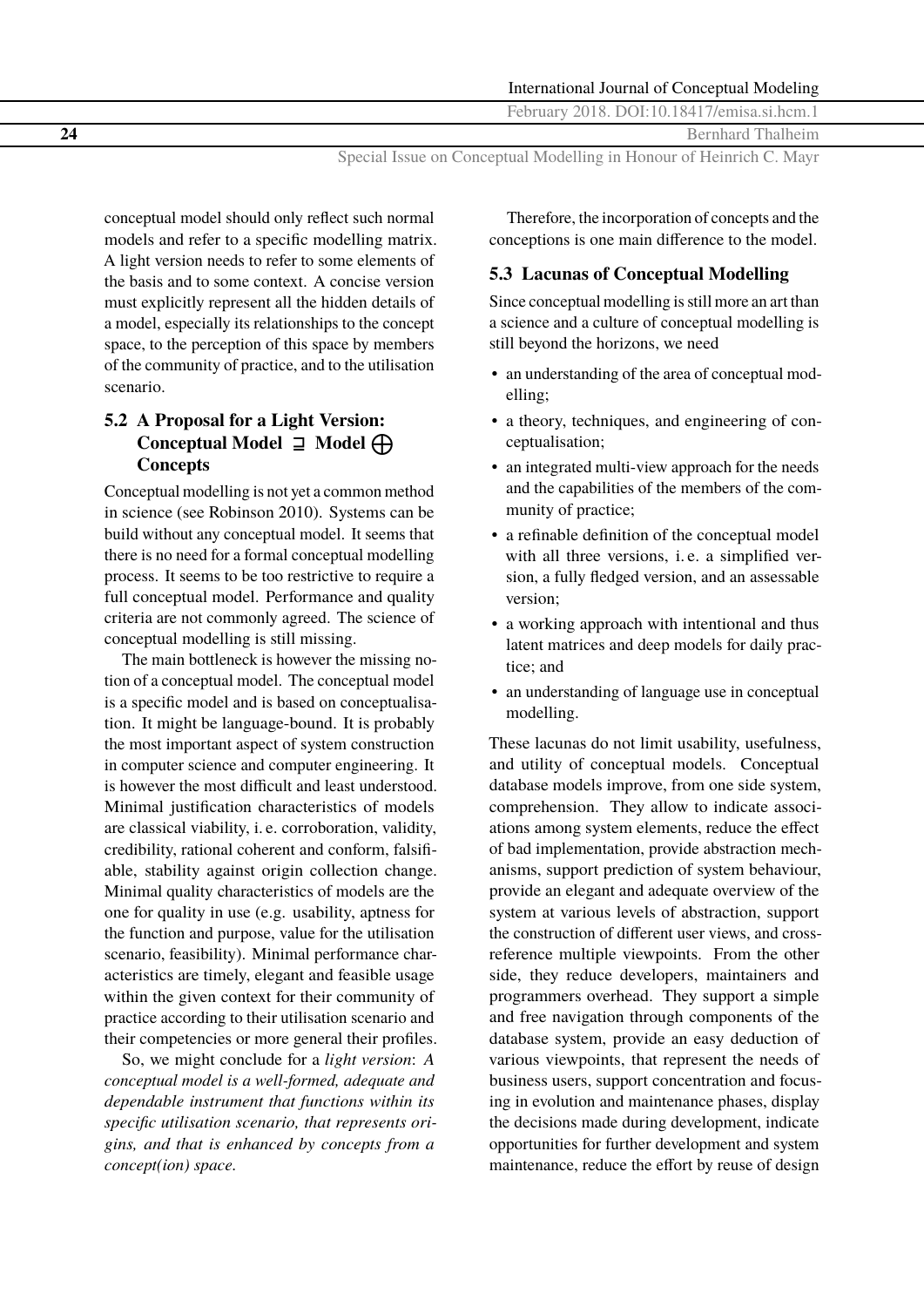conceptual model should only reflect such normal models and refer to a specific modelling matrix. A light version needs to refer to some elements of the basis and to some context. A concise version must explicitly represent all the hidden details of a model, especially its relationships to the concept space, to the perception of this space by members of the community of practice, and to the utilisation scenario.

### 5.2 A Proposal for a Light Version: Conceptual Model $\sqsupseteq$ Model $\bigoplus$ Concepts

Conceptual modelling is not yet a common method in science (see Robinson 2010). Systems can be build without any conceptual model. It seems that there is no need for a formal conceptual modelling process. It seems to be too restrictive to require a full conceptual model. Performance and quality criteria are not commonly agreed. The science of conceptual modelling is still missing.

The main bottleneck is however the missing notion of a conceptual model. The conceptual model is a specific model and is based on conceptualisation. It might be language-bound. It is probably the most important aspect of system construction in computer science and computer engineering. It is however the most difficult and least understood. Minimal justification characteristics of models are classical viability, i. e. corroboration, validity, credibility, rational coherent and conform, falsifiable, stability against origin collection change. Minimal quality characteristics of models are the one for quality in use (e.g. usability, aptness for the function and purpose, value for the utilisation scenario, feasibility). Minimal performance characteristics are timely, elegant and feasible usage within the given context for their community of practice according to their utilisation scenario and their competencies or more general their profiles.

So, we might conclude for a *light version*: *A conceptual model is a well-formed, adequate and dependable instrument that functions within its specific utilisation scenario, that represents origins, and that is enhanced by concepts from a concept(ion) space.*

Therefore, the incorporation of concepts and the conceptions is one main difference to the model.

### 5.3 Lacunas of Conceptual Modelling

Since conceptual modelling is still more an art than a science and a culture of conceptual modelling is still beyond the horizons, we need

- an understanding of the area of conceptual modelling;
- a theory, techniques, and engineering of conceptualisation;
- an integrated multi-view approach for the needs and the capabilities of the members of the community of practice;
- a refinable definition of the conceptual model with all three versions, i. e. a simplified version, a fully fledged version, and an assessable version;
- a working approach with intentional and thus latent matrices and deep models for daily practice; and
- an understanding of language use in conceptual modelling.

These lacunas do not limit usability, usefulness, and utility of conceptual models. Conceptual database models improve, from one side system, comprehension. They allow to indicate associations among system elements, reduce the effect of bad implementation, provide abstraction mechanisms, support prediction of system behaviour, provide an elegant and adequate overview of the system at various levels of abstraction, support the construction of different user views, and cross-reference multiple viewpoints. From the other side, they reduce developers, maintainers and programmers overhead. They support a simple and free navigation through components of the database system, provide an easy deduction of various viewpoints, that represent the needs of business users, support concentration and focusing in evolution and maintenance phases, display the decisions made during development, indicate opportunities for further development and system maintenance, reduce the effort by reuse of design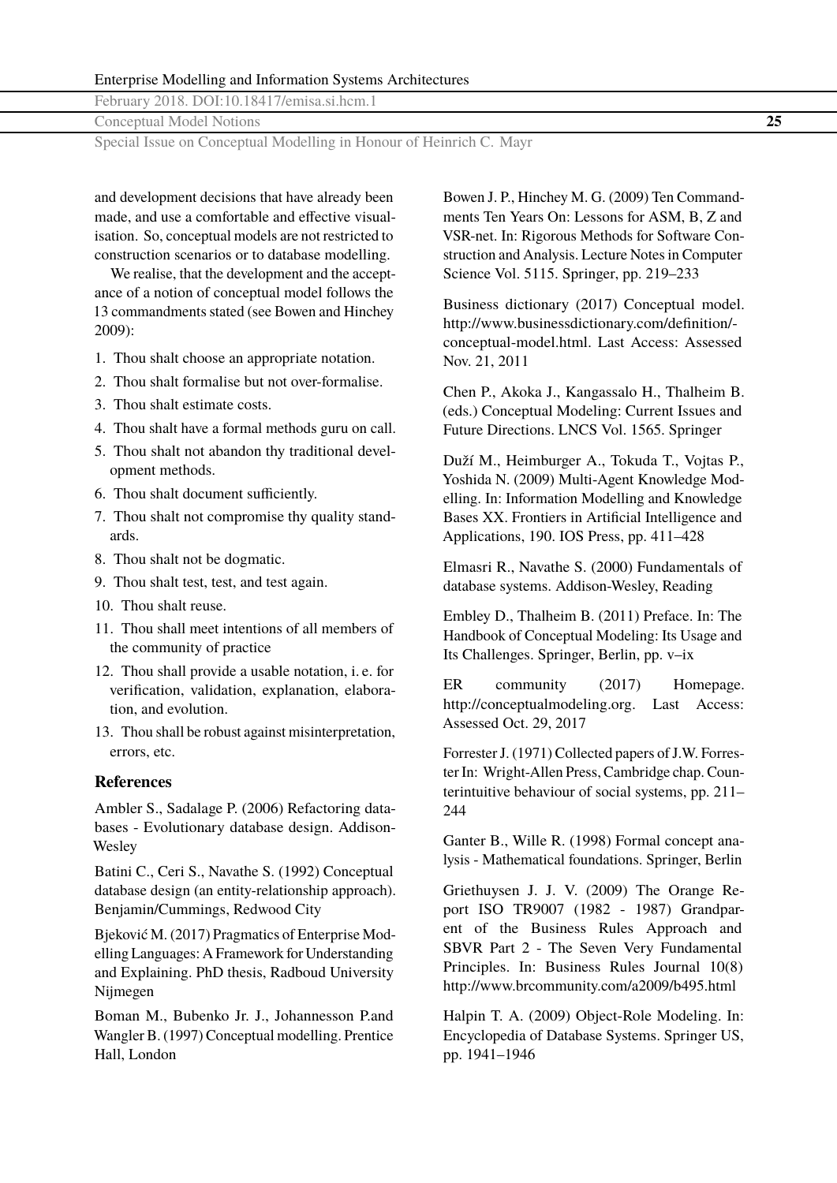and development decisions that have already been made, and use a comfortable and effective visualisation. So, conceptual models are not restricted to construction scenarios or to database modelling.

We realise, that the development and the acceptance of a notion of conceptual model follows the 13 commandments stated (see Bowen and Hinchey 2009):

1. Thou shalt choose an appropriate notation.
2. Thou shalt formalise but not over-formalise.
3. Thou shalt estimate costs.
4. Thou shalt have a formal methods guru on call.
5. Thou shalt not abandon thy traditional development methods.
6. Thou shalt document sufficiently.
7. Thou shalt not compromise thy quality standards.
8. Thou shalt not be dogmatic.
9. Thou shalt test, test, and test again.
10. Thou shalt reuse.
11. Thou shall meet intentions of all members of the community of practice
12. Thou shall provide a usable notation, i. e. for verification, validation, explanation, elaboration, and evolution.
13. Thou shall be robust against misinterpretation, errors, etc.

## References

Ambler S., Sadalage P. (2006) Refactoring databases - Evolutionary database design. Addison-Wesley

Batini C., Ceri S., Navathe S. (1992) Conceptual database design (an entity-relationship approach). Benjamin/Cummings, Redwood City

Bjeković M. (2017) Pragmatics of Enterprise Modelling Languages: A Framework for Understanding and Explaining. PhD thesis, Radboud University Nijmegen

Boman M., Bubenko Jr. J., Johannesson P.and Wangler B. (1997) Conceptual modelling. Prentice Hall, London

Bowen J. P., Hinchey M. G. (2009) Ten Commandments Ten Years On: Lessons for ASM, B, Z and VSR-net. In: Rigorous Methods for Software Construction and Analysis. Lecture Notes in Computer Science Vol. 5115. Springer, pp. 219–233

Business dictionary (2017) Conceptual model. http://www.businessdictionary.com/definition/-conceptual-model.html. Last Access: Assessed Nov. 21, 2011

Chen P., Akoka J., Kangassalo H., Thalheim B. (eds.) Conceptual Modeling: Current Issues and Future Directions. LNCS Vol. 1565. Springer

Duží M., Heimburger A., Tokuda T., Vojtas P., Yoshida N. (2009) Multi-Agent Knowledge Modelling. In: Information Modelling and Knowledge Bases XX. Frontiers in Artificial Intelligence and Applications, 190. IOS Press, pp. 411–428

Elmasri R., Navathe S. (2000) Fundamentals of database systems. Addison-Wesley, Reading

Embley D., Thalheim B. (2011) Preface. In: The Handbook of Conceptual Modeling: Its Usage and Its Challenges. Springer, Berlin, pp. v–ix

ER community (2017) Homepage. http://conceptualmodeling.org. Last Access: Assessed Oct. 29, 2017

Forrester J. (1971) Collected papers of J.W. Forrester In: Wright-Allen Press, Cambridge chap. Counterintuitive behaviour of social systems, pp. 211–244

Ganter B., Wille R. (1998) Formal concept analysis - Mathematical foundations. Springer, Berlin

Griethuysen J. J. V. (2009) The Orange Report ISO TR9007 (1982 - 1987) Grandparent of the Business Rules Approach and SBVR Part 2 - The Seven Very Fundamental Principles. In: Business Rules Journal 10(8) http://www.brcommunity.com/a2009/b495.html

Halpin T. A. (2009) Object-Role Modeling. In: Encyclopedia of Database Systems. Springer US, pp. 1941–1946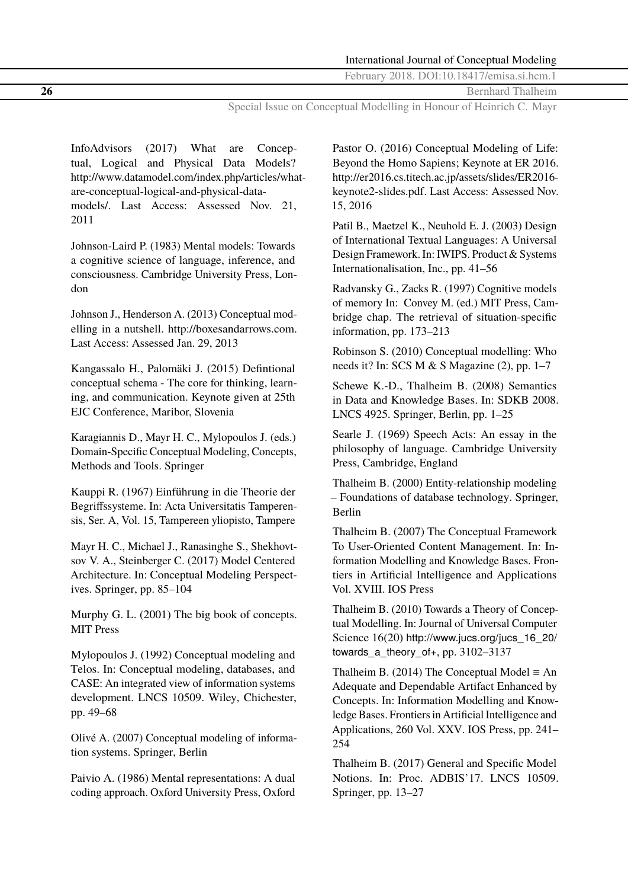InfoAdvisors (2017) What are Conceptual, Logical and Physical Data Models? http://www.datamodel.com/index.php/articles/what-are-conceptual-logical-and-physical-data-models/. Last Access: Assessed Nov. 21, 2011

Johnson-Laird P. (1983) Mental models: Towards a cognitive science of language, inference, and consciousness. Cambridge University Press, London

Johnson J., Henderson A. (2013) Conceptual modelling in a nutshell. http://boxesandarrows.com. Last Access: Assessed Jan. 29, 2013

Kangassalo H., Palomäki J. (2015) Defintional conceptual schema - The core for thinking, learning, and communication. Keynote given at 25th EJC Conference, Maribor, Slovenia

Karagiannis D., Mayr H. C., Mylopoulos J. (eds.) Domain-Specific Conceptual Modeling, Concepts, Methods and Tools. Springer

Kauppi R. (1967) Einführung in die Theorie der Begriffssysteme. In: Acta Universitatis Tamperensis, Ser. A, Vol. 15, Tampereen yliopisto, Tampere

Mayr H. C., Michael J., Ranasinghe S., Shekhovtsov V. A., Steinberger C. (2017) Model Centered Architecture. In: Conceptual Modeling Perspectives. Springer, pp. 85–104

Murphy G. L. (2001) The big book of concepts. MIT Press

Mylopoulos J. (1992) Conceptual modeling and Telos. In: Conceptual modeling, databases, and CASE: An integrated view of information systems development. LNCS 10509. Wiley, Chichester, pp. 49–68

Olivé A. (2007) Conceptual modeling of information systems. Springer, Berlin

Paivio A. (1986) Mental representations: A dual coding approach. Oxford University Press, Oxford

Pastor O. (2016) Conceptual Modeling of Life: Beyond the Homo Sapiens; Keynote at ER 2016. http://er2016.cs.titech.ac.jp/assets/slides/ER2016-keynote2-slides.pdf. Last Access: Assessed Nov. 15, 2016

Patil B., Maetzel K., Neuhold E. J. (2003) Design of International Textual Languages: A Universal Design Framework. In: IWIPS. Product & Systems Internationalisation, Inc., pp. 41–56

Radvansky G., Zacks R. (1997) Cognitive models of memory In: Convey M. (ed.) MIT Press, Cambridge chap. The retrieval of situation-specific information, pp. 173–213

Robinson S. (2010) Conceptual modelling: Who needs it? In: SCS M & S Magazine (2), pp. 1–7

Schewe K.-D., Thalheim B. (2008) Semantics in Data and Knowledge Bases. In: SDKB 2008. LNCS 4925. Springer, Berlin, pp. 1–25

Searle J. (1969) Speech Acts: An essay in the philosophy of language. Cambridge University Press, Cambridge, England

Thalheim B. (2000) Entity-relationship modeling – Foundations of database technology. Springer, Berlin

Thalheim B. (2007) The Conceptual Framework To User-Oriented Content Management. In: Information Modelling and Knowledge Bases. Frontiers in Artificial Intelligence and Applications Vol. XVIII. IOS Press

Thalheim B. (2010) Towards a Theory of Conceptual Modelling. In: Journal of Universal Computer Science 16(20) http://www.jucs.org/jucs_16_20/towards_a_theory_of+, pp. 3102–3137

Thalheim B. (2014) The Conceptual Model ≡ An Adequate and Dependable Artifact Enhanced by Concepts. In: Information Modelling and Knowledge Bases. Frontiers in Artificial Intelligence and Applications, 260 Vol. XXV. IOS Press, pp. 241–254

Thalheim B. (2017) General and Specific Model Notions. In: Proc. ADBIS'17. LNCS 10509. Springer, pp. 13–27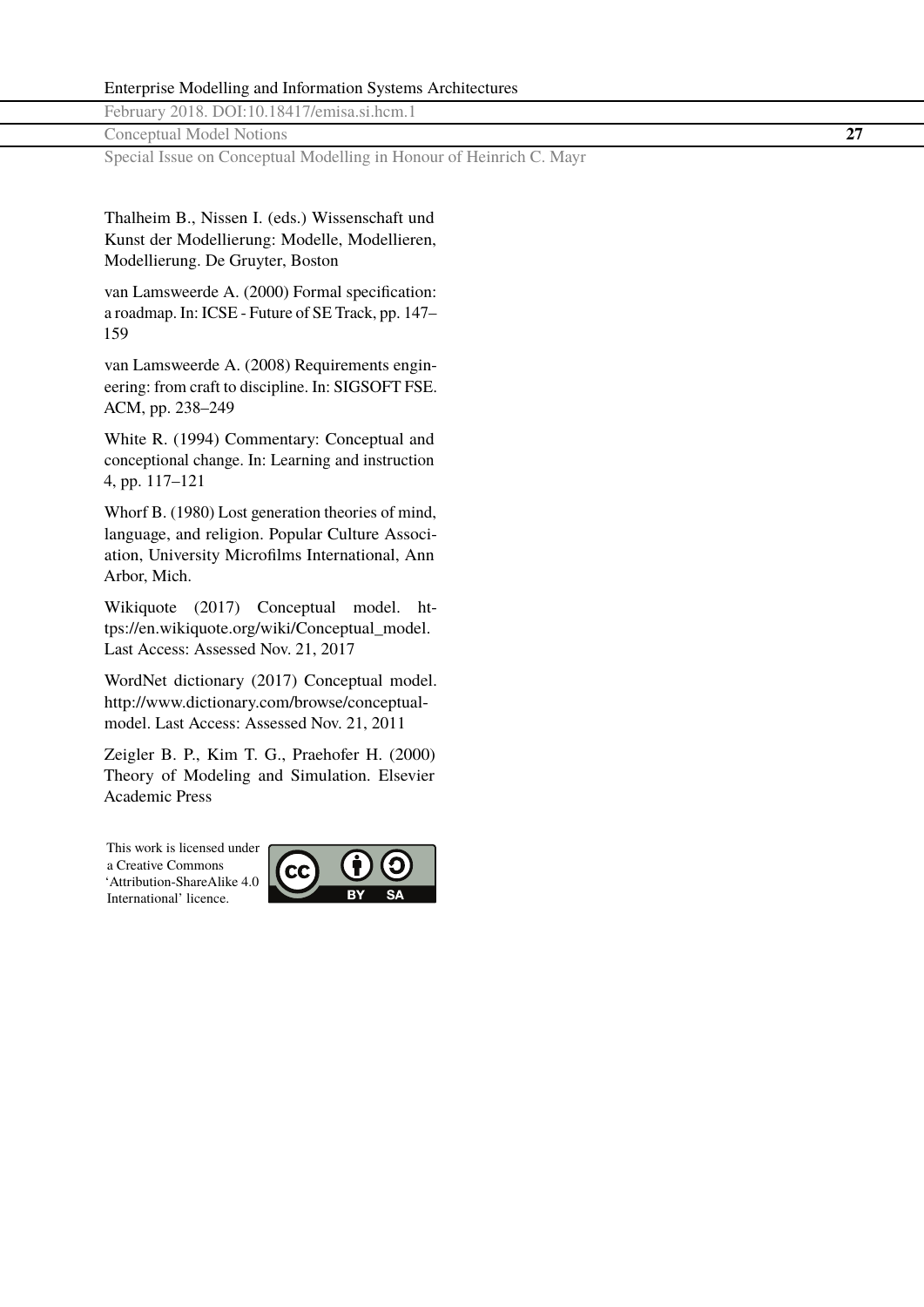Thalheim B., Nissen I. (eds.) Wissenschaft und Kunst der Modellierung: Modelle, Modellieren, Modellierung. De Gruyter, Boston

van Lamsweerde A. (2000) Formal specification: a roadmap. In: ICSE - Future of SE Track, pp. 147–159

van Lamsweerde A. (2008) Requirements engineering: from craft to discipline. In: SIGSOFT FSE. ACM, pp. 238–249

White R. (1994) Commentary: Conceptual and conceptional change. In: Learning and instruction 4, pp. 117–121

Whorf B. (1980) Lost generation theories of mind, language, and religion. Popular Culture Association, University Microfilms International, Ann Arbor, Mich.

Wikiquote (2017) Conceptual model. https://en.wikiquote.org/wiki/Conceptual_model. Last Access: Assessed Nov. 21, 2017

WordNet dictionary (2017) Conceptual model. http://www.dictionary.com/browse/conceptual-model. Last Access: Assessed Nov. 21, 2011

Zeigler B. P., Kim T. G., Praehofer H. (2000) Theory of Modeling and Simulation. Elsevier Academic Press

This work is licensed under a Creative Commons 'Attribution-ShareAlike 4.0 International' licence.